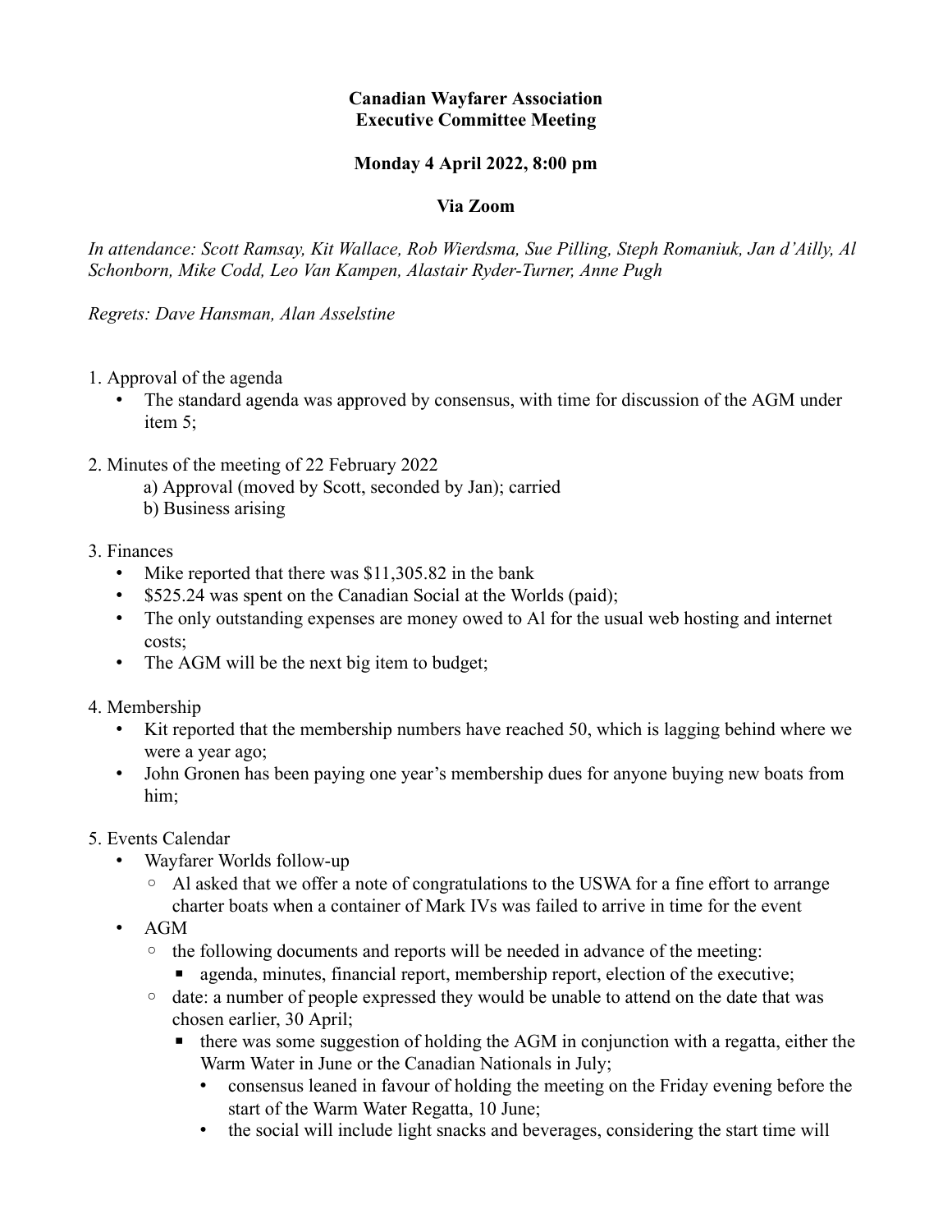**Canadian Wayfarer Association**
**Executive Committee Meeting**

**Monday 4 April 2022, 8:00 pm**

**Via Zoom**

*In attendance: Scott Ramsay, Kit Wallace, Rob Wierdsma, Sue Pilling, Steph Romaniuk, Jan d'Ailly, Al Schonborn, Mike Codd, Leo Van Kampen, Alastair Ryder-Turner, Anne Pugh*

*Regrets: Dave Hansman, Alan Asselstine*

1. Approval of the agenda
   - The standard agenda was approved by consensus, with time for discussion of the AGM under item 5;

2. Minutes of the meeting of 22 February 2022
   a) Approval (moved by Scott, seconded by Jan); carried
   b) Business arising

3. Finances
   - Mike reported that there was $11,305.82 in the bank
   - $525.24 was spent on the Canadian Social at the Worlds (paid);
   - The only outstanding expenses are money owed to Al for the usual web hosting and internet costs;
   - The AGM will be the next big item to budget;

4. Membership
   - Kit reported that the membership numbers have reached 50, which is lagging behind where we were a year ago;
   - John Gronen has been paying one year's membership dues for anyone buying new boats from him;

5. Events Calendar
   - Wayfarer Worlds follow-up
     - Al asked that we offer a note of congratulations to the USWA for a fine effort to arrange charter boats when a container of Mark IVs was failed to arrive in time for the event
   - AGM
     - the following documents and reports will be needed in advance of the meeting:
       - agenda, minutes, financial report, membership report, election of the executive;
     - date: a number of people expressed they would be unable to attend on the date that was chosen earlier, 30 April;
       - there was some suggestion of holding the AGM in conjunction with a regatta, either the Warm Water in June or the Canadian Nationals in July;
         - consensus leaned in favour of holding the meeting on the Friday evening before the start of the Warm Water Regatta, 10 June;
         - the social will include light snacks and beverages, considering the start time will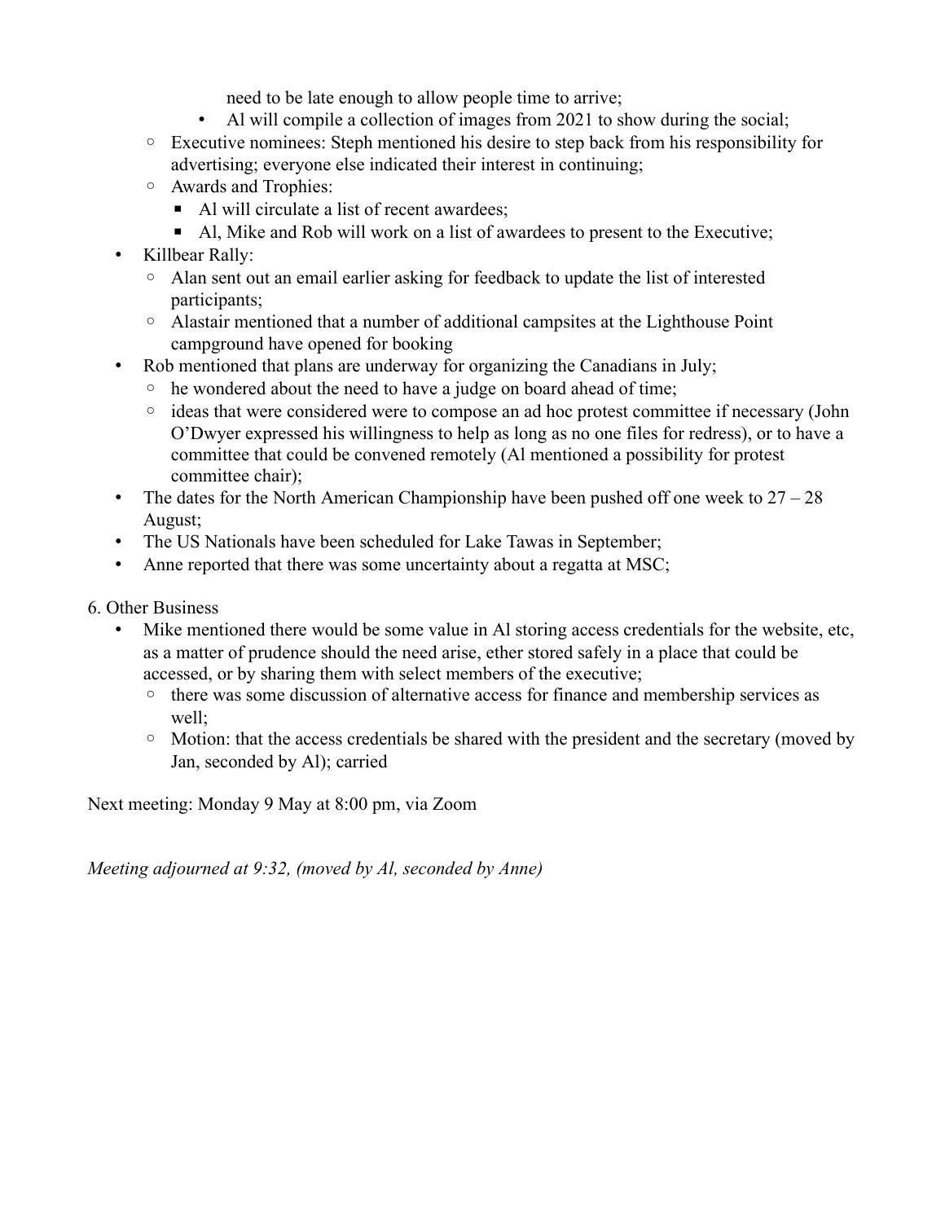need to be late enough to allow people time to arrive;
    - Al will compile a collection of images from 2021 to show during the social;
  - Executive nominees: Steph mentioned his desire to step back from his responsibility for advertising; everyone else indicated their interest in continuing;
  - Awards and Trophies:
    - Al will circulate a list of recent awardees;
    - Al, Mike and Rob will work on a list of awardees to present to the Executive;
- Killbear Rally:
  - Alan sent out an email earlier asking for feedback to update the list of interested participants;
  - Alastair mentioned that a number of additional campsites at the Lighthouse Point campground have opened for booking
- Rob mentioned that plans are underway for organizing the Canadians in July;
  - he wondered about the need to have a judge on board ahead of time;
  - ideas that were considered were to compose an ad hoc protest committee if necessary (John O'Dwyer expressed his willingness to help as long as no one files for redress), or to have a committee that could be convened remotely (Al mentioned a possibility for protest committee chair);
- The dates for the North American Championship have been pushed off one week to 27 – 28 August;
- The US Nationals have been scheduled for Lake Tawas in September;
- Anne reported that there was some uncertainty about a regatta at MSC;

6. Other Business
- Mike mentioned there would be some value in Al storing access credentials for the website, etc, as a matter of prudence should the need arise, ether stored safely in a place that could be accessed, or by sharing them with select members of the executive;
  - there was some discussion of alternative access for finance and membership services as well;
  - Motion: that the access credentials be shared with the president and the secretary (moved by Jan, seconded by Al); carried

Next meeting: Monday 9 May at 8:00 pm, via Zoom

*Meeting adjourned at 9:32, (moved by Al, seconded by Anne)*